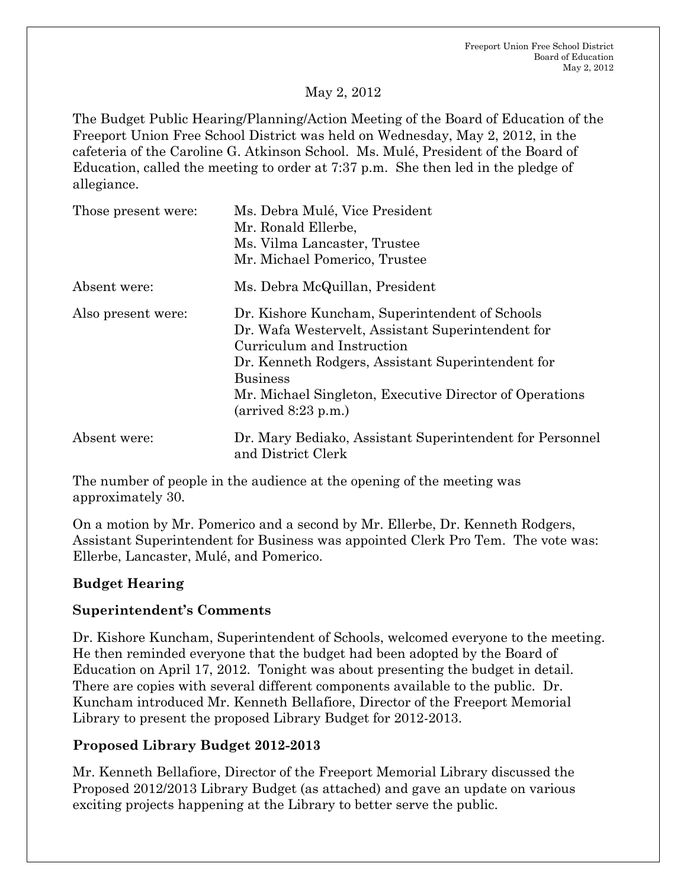May 2, 2012

The Budget Public Hearing/Planning/Action Meeting of the Board of Education of the Freeport Union Free School District was held on Wednesday, May 2, 2012, in the cafeteria of the Caroline G. Atkinson School. Ms. Mulé, President of the Board of Education, called the meeting to order at 7:37 p.m. She then led in the pledge of allegiance.

| | |
|---|---|
| Those present were: | Ms. Debra Mulé, Vice President<br>Mr. Ronald Ellerbe,<br>Ms. Vilma Lancaster, Trustee<br>Mr. Michael Pomerico, Trustee |
| Absent were: | Ms. Debra McQuillan, President |
| Also present were: | Dr. Kishore Kuncham, Superintendent of Schools<br>Dr. Wafa Westervelt, Assistant Superintendent for Curriculum and Instruction<br>Dr. Kenneth Rodgers, Assistant Superintendent for Business<br>Mr. Michael Singleton, Executive Director of Operations (arrived 8:23 p.m.) |
| Absent were: | Dr. Mary Bediako, Assistant Superintendent for Personnel and District Clerk |

The number of people in the audience at the opening of the meeting was approximately 30.

On a motion by Mr. Pomerico and a second by Mr. Ellerbe, Dr. Kenneth Rodgers, Assistant Superintendent for Business was appointed Clerk Pro Tem. The vote was: Ellerbe, Lancaster, Mulé, and Pomerico.

## Budget Hearing

## Superintendent's Comments

Dr. Kishore Kuncham, Superintendent of Schools, welcomed everyone to the meeting. He then reminded everyone that the budget had been adopted by the Board of Education on April 17, 2012. Tonight was about presenting the budget in detail. There are copies with several different components available to the public. Dr. Kuncham introduced Mr. Kenneth Bellafiore, Director of the Freeport Memorial Library to present the proposed Library Budget for 2012-2013.

## Proposed Library Budget 2012-2013

Mr. Kenneth Bellafiore, Director of the Freeport Memorial Library discussed the Proposed 2012/2013 Library Budget (as attached) and gave an update on various exciting projects happening at the Library to better serve the public.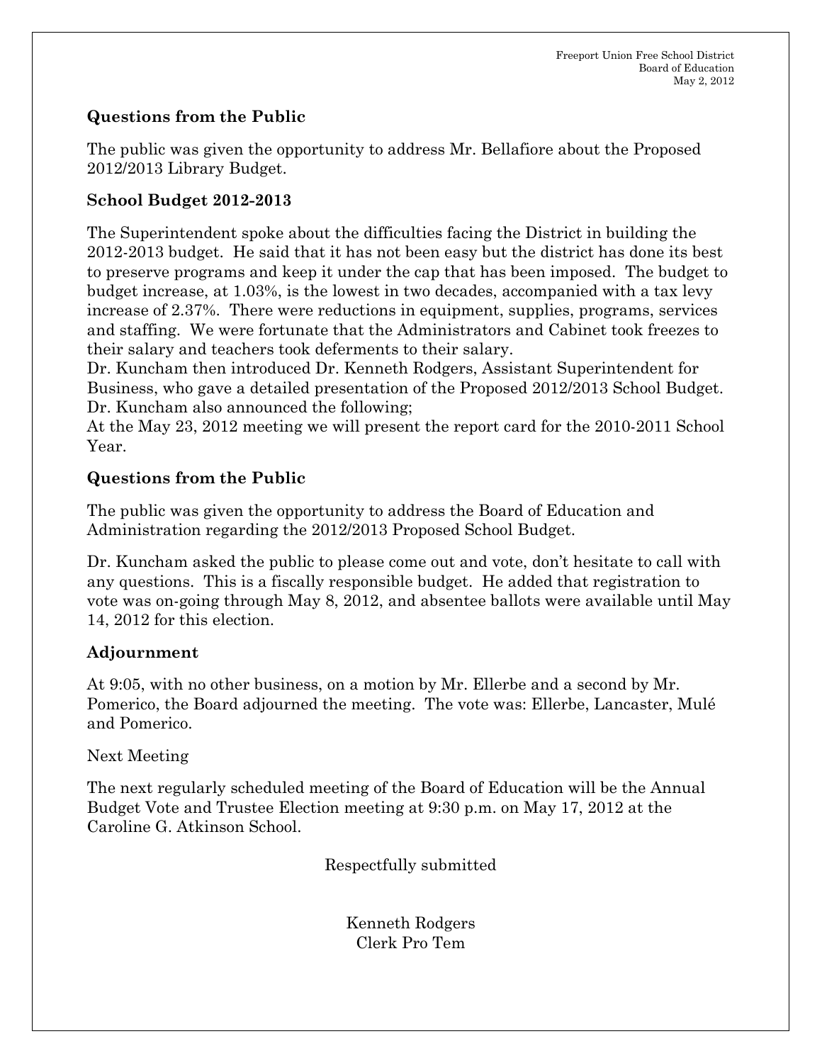**Questions from the Public**

The public was given the opportunity to address Mr. Bellafiore about the Proposed 2012/2013 Library Budget.

**School Budget 2012-2013**

The Superintendent spoke about the difficulties facing the District in building the 2012-2013 budget. He said that it has not been easy but the district has done its best to preserve programs and keep it under the cap that has been imposed. The budget to budget increase, at 1.03%, is the lowest in two decades, accompanied with a tax levy increase of 2.37%. There were reductions in equipment, supplies, programs, services and staffing. We were fortunate that the Administrators and Cabinet took freezes to their salary and teachers took deferments to their salary.
Dr. Kuncham then introduced Dr. Kenneth Rodgers, Assistant Superintendent for Business, who gave a detailed presentation of the Proposed 2012/2013 School Budget.
Dr. Kuncham also announced the following;
At the May 23, 2012 meeting we will present the report card for the 2010-2011 School Year.

**Questions from the Public**

The public was given the opportunity to address the Board of Education and Administration regarding the 2012/2013 Proposed School Budget.

Dr. Kuncham asked the public to please come out and vote, don't hesitate to call with any questions. This is a fiscally responsible budget. He added that registration to vote was on-going through May 8, 2012, and absentee ballots were available until May 14, 2012 for this election.

**Adjournment**

At 9:05, with no other business, on a motion by Mr. Ellerbe and a second by Mr. Pomerico, the Board adjourned the meeting. The vote was: Ellerbe, Lancaster, Mulé and Pomerico.

Next Meeting

The next regularly scheduled meeting of the Board of Education will be the Annual Budget Vote and Trustee Election meeting at 9:30 p.m. on May 17, 2012 at the Caroline G. Atkinson School.

Respectfully submitted

Kenneth Rodgers
Clerk Pro Tem